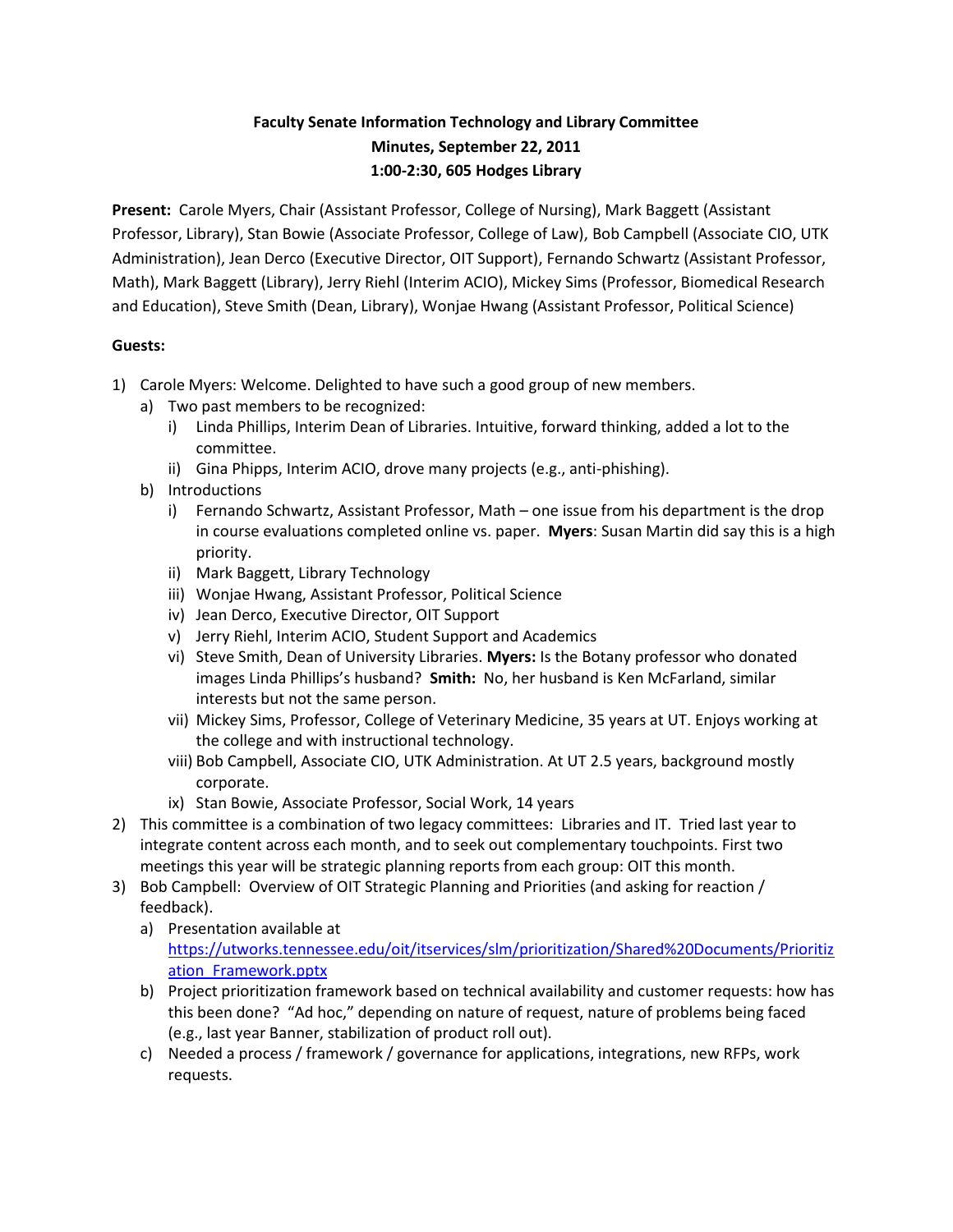# Faculty Senate Information Technology and Library Committee
## Minutes, September 22, 2011
## 1:00-2:30, 605 Hodges Library

**Present:** Carole Myers, Chair (Assistant Professor, College of Nursing), Mark Baggett (Assistant Professor, Library), Stan Bowie (Associate Professor, College of Law), Bob Campbell (Associate CIO, UTK Administration), Jean Derco (Executive Director, OIT Support), Fernando Schwartz (Assistant Professor, Math), Mark Baggett (Library), Jerry Riehl (Interim ACIO), Mickey Sims (Professor, Biomedical Research and Education), Steve Smith (Dean, Library), Wonjae Hwang (Assistant Professor, Political Science)

**Guests:**

1) Carole Myers: Welcome. Delighted to have such a good group of new members.
   a) Two past members to be recognized:
      i) Linda Phillips, Interim Dean of Libraries. Intuitive, forward thinking, added a lot to the committee.
      ii) Gina Phipps, Interim ACIO, drove many projects (e.g., anti-phishing).
   b) Introductions
      i) Fernando Schwartz, Assistant Professor, Math – one issue from his department is the drop in course evaluations completed online vs. paper. **Myers**: Susan Martin did say this is a high priority.
      ii) Mark Baggett, Library Technology
      iii) Wonjae Hwang, Assistant Professor, Political Science
      iv) Jean Derco, Executive Director, OIT Support
      v) Jerry Riehl, Interim ACIO, Student Support and Academics
      vi) Steve Smith, Dean of University Libraries. **Myers:** Is the Botany professor who donated images Linda Phillips's husband? **Smith:** No, her husband is Ken McFarland, similar interests but not the same person.
      vii) Mickey Sims, Professor, College of Veterinary Medicine, 35 years at UT. Enjoys working at the college and with instructional technology.
      viii) Bob Campbell, Associate CIO, UTK Administration. At UT 2.5 years, background mostly corporate.
      ix) Stan Bowie, Associate Professor, Social Work, 14 years
2) This committee is a combination of two legacy committees: Libraries and IT. Tried last year to integrate content across each month, and to seek out complementary touchpoints. First two meetings this year will be strategic planning reports from each group: OIT this month.
3) Bob Campbell: Overview of OIT Strategic Planning and Priorities (and asking for reaction / feedback).
   a) Presentation available at https://utworks.tennessee.edu/oit/itservices/slm/prioritization/Shared%20Documents/Prioritization_Framework.pptx
   b) Project prioritization framework based on technical availability and customer requests: how has this been done? "Ad hoc," depending on nature of request, nature of problems being faced (e.g., last year Banner, stabilization of product roll out).
   c) Needed a process / framework / governance for applications, integrations, new RFPs, work requests.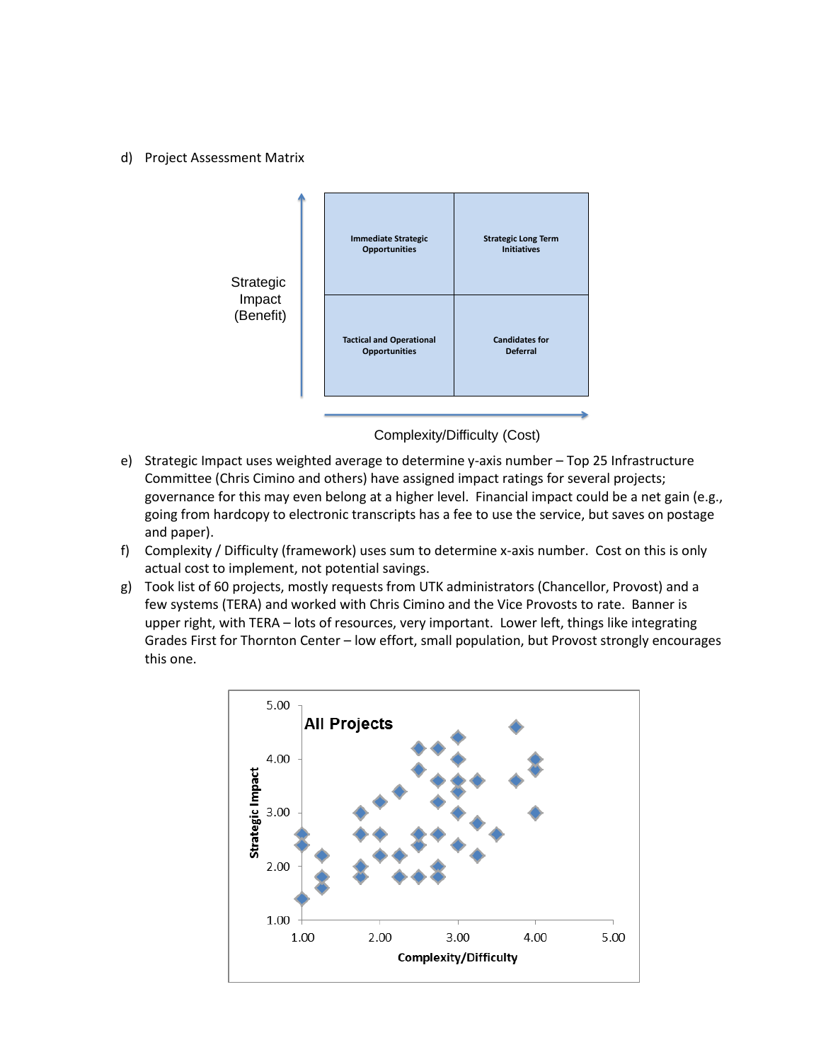d) Project Assessment Matrix

e) Strategic Impact uses weighted average to determine y-axis number – Top 25 Infrastructure Committee (Chris Cimino and others) have assigned impact ratings for several projects; governance for this may even belong at a higher level. Financial impact could be a net gain (e.g., going from hardcopy to electronic transcripts has a fee to use the service, but saves on postage and paper).

f) Complexity / Difficulty (framework) uses sum to determine x-axis number. Cost on this is only actual cost to implement, not potential savings.

g) Took list of 60 projects, mostly requests from UTK administrators (Chancellor, Provost) and a few systems (TERA) and worked with Chris Cimino and the Vice Provosts to rate. Banner is upper right, with TERA – lots of resources, very important. Lower left, things like integrating Grades First for Thornton Center – low effort, small population, but Provost strongly encourages this one.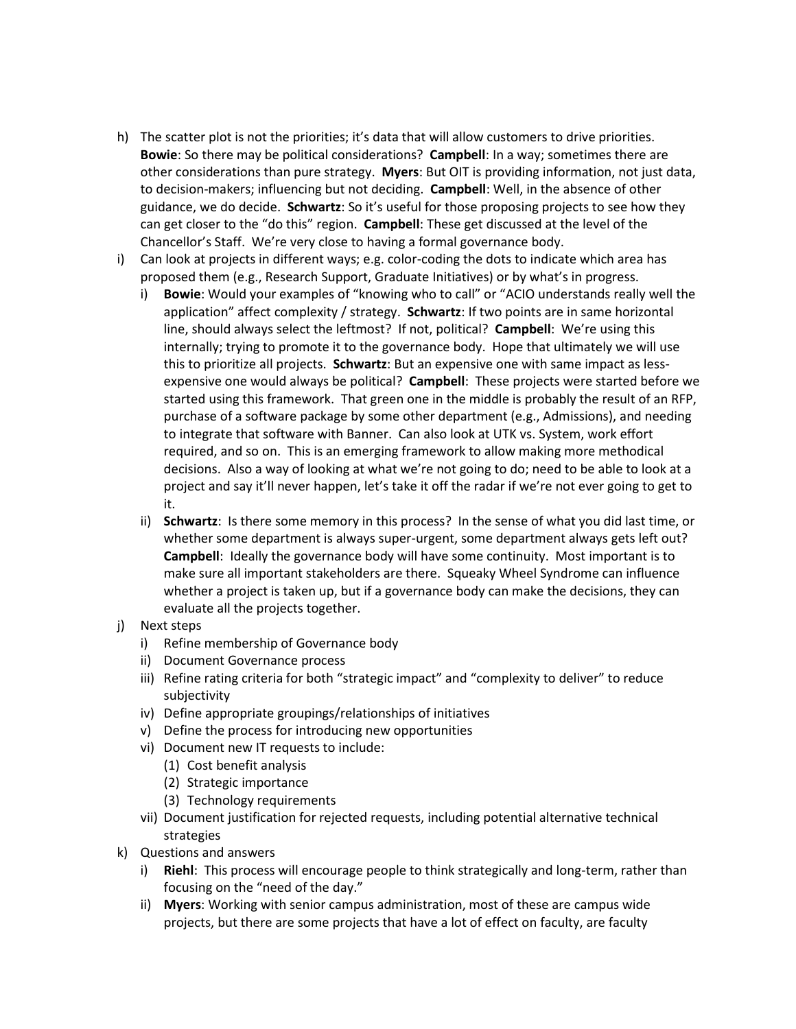h) The scatter plot is not the priorities; it's data that will allow customers to drive priorities. **Bowie**: So there may be political considerations? **Campbell**: In a way; sometimes there are other considerations than pure strategy. **Myers**: But OIT is providing information, not just data, to decision-makers; influencing but not deciding. **Campbell**: Well, in the absence of other guidance, we do decide. **Schwartz**: So it's useful for those proposing projects to see how they can get closer to the "do this" region. **Campbell**: These get discussed at the level of the Chancellor's Staff. We're very close to having a formal governance body.

i) Can look at projects in different ways; e.g. color-coding the dots to indicate which area has proposed them (e.g., Research Support, Graduate Initiatives) or by what's in progress.
   i) **Bowie**: Would your examples of "knowing who to call" or "ACIO understands really well the application" affect complexity / strategy. **Schwartz**: If two points are in same horizontal line, should always select the leftmost? If not, political? **Campbell**: We're using this internally; trying to promote it to the governance body. Hope that ultimately we will use this to prioritize all projects. **Schwartz**: But an expensive one with same impact as less-expensive one would always be political? **Campbell**: These projects were started before we started using this framework. That green one in the middle is probably the result of an RFP, purchase of a software package by some other department (e.g., Admissions), and needing to integrate that software with Banner. Can also look at UTK vs. System, work effort required, and so on. This is an emerging framework to allow making more methodical decisions. Also a way of looking at what we're not going to do; need to be able to look at a project and say it'll never happen, let's take it off the radar if we're not ever going to get to it.
   ii) **Schwartz**: Is there some memory in this process? In the sense of what you did last time, or whether some department is always super-urgent, some department always gets left out? **Campbell**: Ideally the governance body will have some continuity. Most important is to make sure all important stakeholders are there. Squeaky Wheel Syndrome can influence whether a project is taken up, but if a governance body can make the decisions, they can evaluate all the projects together.

j) Next steps
   i) Refine membership of Governance body
   ii) Document Governance process
   iii) Refine rating criteria for both "strategic impact" and "complexity to deliver" to reduce subjectivity
   iv) Define appropriate groupings/relationships of initiatives
   v) Define the process for introducing new opportunities
   vi) Document new IT requests to include:
      (1) Cost benefit analysis
      (2) Strategic importance
      (3) Technology requirements
   vii) Document justification for rejected requests, including potential alternative technical strategies

k) Questions and answers
   i) **Riehl**: This process will encourage people to think strategically and long-term, rather than focusing on the "need of the day."
   ii) **Myers**: Working with senior campus administration, most of these are campus wide projects, but there are some projects that have a lot of effect on faculty, are faculty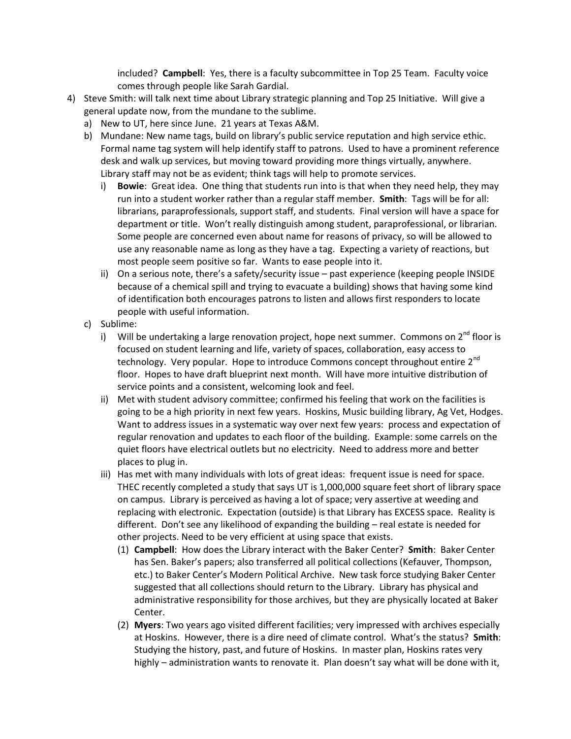included? **Campbell**: Yes, there is a faculty subcommittee in Top 25 Team. Faculty voice comes through people like Sarah Gardial.

4) Steve Smith: will talk next time about Library strategic planning and Top 25 Initiative. Will give a general update now, from the mundane to the sublime.
   a) New to UT, here since June. 21 years at Texas A&M.
   b) Mundane: New name tags, build on library's public service reputation and high service ethic. Formal name tag system will help identify staff to patrons. Used to have a prominent reference desk and walk up services, but moving toward providing more things virtually, anywhere. Library staff may not be as evident; think tags will help to promote services.
      i) **Bowie**: Great idea. One thing that students run into is that when they need help, they may run into a student worker rather than a regular staff member. **Smith**: Tags will be for all: librarians, paraprofessionals, support staff, and students. Final version will have a space for department or title. Won't really distinguish among student, paraprofessional, or librarian. Some people are concerned even about name for reasons of privacy, so will be allowed to use any reasonable name as long as they have a tag. Expecting a variety of reactions, but most people seem positive so far. Wants to ease people into it.
      ii) On a serious note, there's a safety/security issue – past experience (keeping people INSIDE because of a chemical spill and trying to evacuate a building) shows that having some kind of identification both encourages patrons to listen and allows first responders to locate people with useful information.
   c) Sublime:
      i) Will be undertaking a large renovation project, hope next summer. Commons on 2nd floor is focused on student learning and life, variety of spaces, collaboration, easy access to technology. Very popular. Hope to introduce Commons concept throughout entire 2nd floor. Hopes to have draft blueprint next month. Will have more intuitive distribution of service points and a consistent, welcoming look and feel.
      ii) Met with student advisory committee; confirmed his feeling that work on the facilities is going to be a high priority in next few years. Hoskins, Music building library, Ag Vet, Hodges. Want to address issues in a systematic way over next few years: process and expectation of regular renovation and updates to each floor of the building. Example: some carrels on the quiet floors have electrical outlets but no electricity. Need to address more and better places to plug in.
      iii) Has met with many individuals with lots of great ideas: frequent issue is need for space. THEC recently completed a study that says UT is 1,000,000 square feet short of library space on campus. Library is perceived as having a lot of space; very assertive at weeding and replacing with electronic. Expectation (outside) is that Library has EXCESS space. Reality is different. Don't see any likelihood of expanding the building – real estate is needed for other projects. Need to be very efficient at using space that exists.
         (1) **Campbell**: How does the Library interact with the Baker Center? **Smith**: Baker Center has Sen. Baker's papers; also transferred all political collections (Kefauver, Thompson, etc.) to Baker Center's Modern Political Archive. New task force studying Baker Center suggested that all collections should return to the Library. Library has physical and administrative responsibility for those archives, but they are physically located at Baker Center.
         (2) **Myers**: Two years ago visited different facilities; very impressed with archives especially at Hoskins. However, there is a dire need of climate control. What's the status? **Smith**: Studying the history, past, and future of Hoskins. In master plan, Hoskins rates very highly – administration wants to renovate it. Plan doesn't say what will be done with it,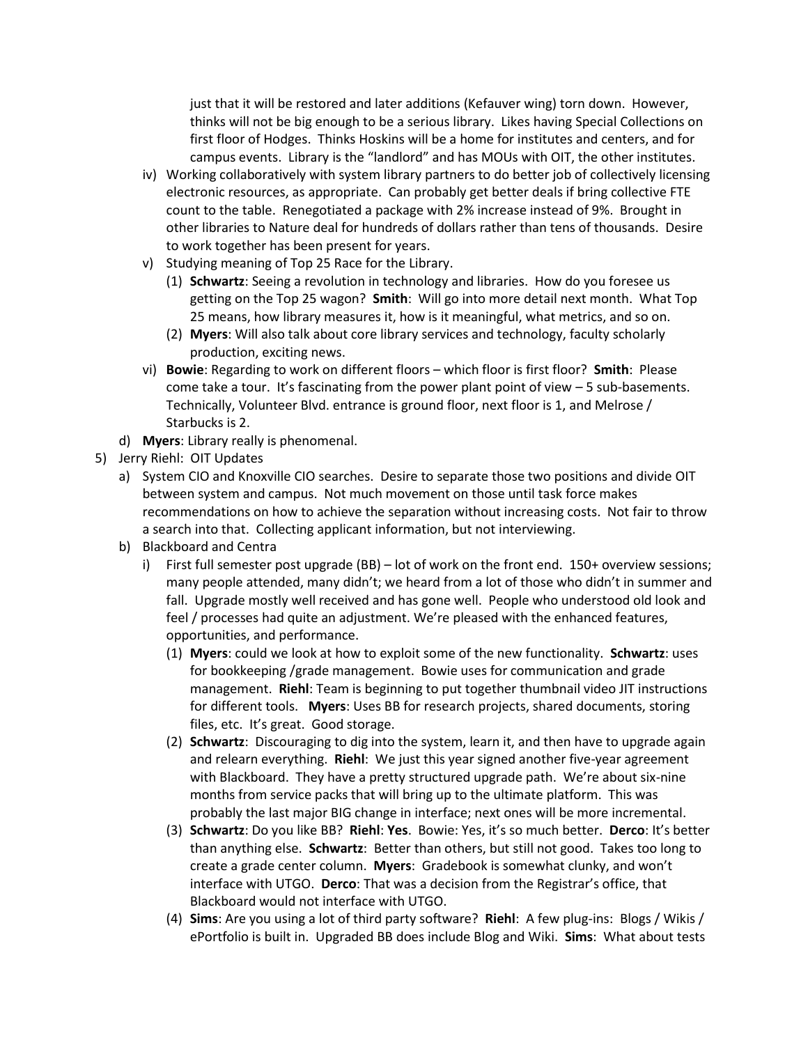just that it will be restored and later additions (Kefauver wing) torn down. However, thinks will not be big enough to be a serious library. Likes having Special Collections on first floor of Hodges. Thinks Hoskins will be a home for institutes and centers, and for campus events. Library is the "landlord" and has MOUs with OIT, the other institutes.

- iv) Working collaboratively with system library partners to do better job of collectively licensing electronic resources, as appropriate. Can probably get better deals if bring collective FTE count to the table. Renegotiated a package with 2% increase instead of 9%. Brought in other libraries to Nature deal for hundreds of dollars rather than tens of thousands. Desire to work together has been present for years.
- v) Studying meaning of Top 25 Race for the Library.
  - (1) **Schwartz**: Seeing a revolution in technology and libraries. How do you foresee us getting on the Top 25 wagon? **Smith**: Will go into more detail next month. What Top 25 means, how library measures it, how is it meaningful, what metrics, and so on.
  - (2) **Myers**: Will also talk about core library services and technology, faculty scholarly production, exciting news.
- vi) **Bowie**: Regarding to work on different floors – which floor is first floor? **Smith**: Please come take a tour. It's fascinating from the power plant point of view – 5 sub-basements. Technically, Volunteer Blvd. entrance is ground floor, next floor is 1, and Melrose / Starbucks is 2.

d) **Myers**: Library really is phenomenal.

5) Jerry Riehl: OIT Updates

a) System CIO and Knoxville CIO searches. Desire to separate those two positions and divide OIT between system and campus. Not much movement on those until task force makes recommendations on how to achieve the separation without increasing costs. Not fair to throw a search into that. Collecting applicant information, but not interviewing.

b) Blackboard and Centra

- i) First full semester post upgrade (BB) – lot of work on the front end. 150+ overview sessions; many people attended, many didn't; we heard from a lot of those who didn't in summer and fall. Upgrade mostly well received and has gone well. People who understood old look and feel / processes had quite an adjustment. We're pleased with the enhanced features, opportunities, and performance.
  - (1) **Myers**: could we look at how to exploit some of the new functionality. **Schwartz**: uses for bookkeeping /grade management. Bowie uses for communication and grade management. **Riehl**: Team is beginning to put together thumbnail video JIT instructions for different tools. **Myers**: Uses BB for research projects, shared documents, storing files, etc. It's great. Good storage.
  - (2) **Schwartz**: Discouraging to dig into the system, learn it, and then have to upgrade again and relearn everything. **Riehl**: We just this year signed another five-year agreement with Blackboard. They have a pretty structured upgrade path. We're about six-nine months from service packs that will bring up to the ultimate platform. This was probably the last major BIG change in interface; next ones will be more incremental.
  - (3) **Schwartz**: Do you like BB? **Riehl**: **Yes**. Bowie: Yes, it's so much better. **Derco**: It's better than anything else. **Schwartz**: Better than others, but still not good. Takes too long to create a grade center column. **Myers**: Gradebook is somewhat clunky, and won't interface with UTGO. **Derco**: That was a decision from the Registrar's office, that Blackboard would not interface with UTGO.
  - (4) **Sims**: Are you using a lot of third party software? **Riehl**: A few plug-ins: Blogs / Wikis / ePortfolio is built in. Upgraded BB does include Blog and Wiki. **Sims**: What about tests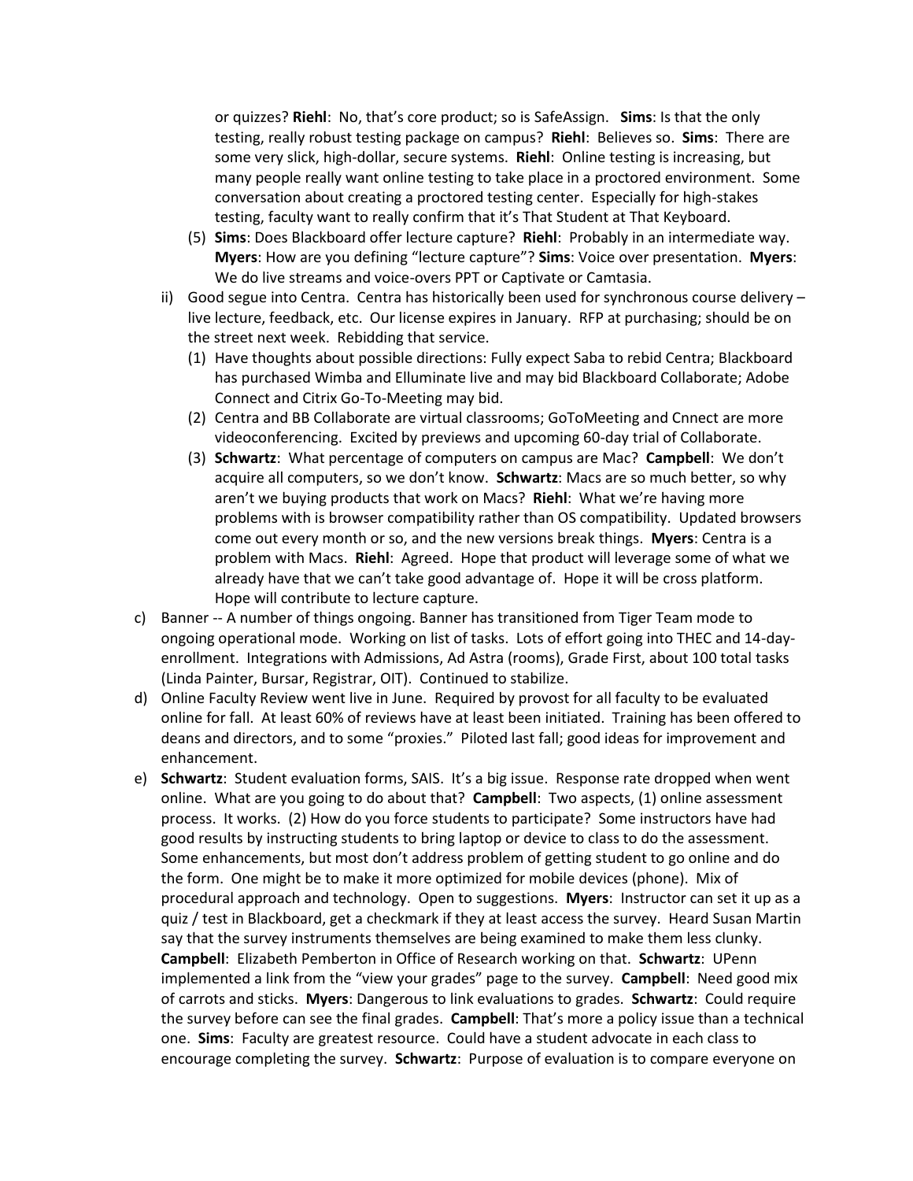or quizzes? **Riehl**: No, that's core product; so is SafeAssign. **Sims**: Is that the only testing, really robust testing package on campus? **Riehl**: Believes so. **Sims**: There are some very slick, high-dollar, secure systems. **Riehl**: Online testing is increasing, but many people really want online testing to take place in a proctored environment. Some conversation about creating a proctored testing center. Especially for high-stakes testing, faculty want to really confirm that it's That Student at That Keyboard.

(5) **Sims**: Does Blackboard offer lecture capture? **Riehl**: Probably in an intermediate way. **Myers**: How are you defining "lecture capture"? **Sims**: Voice over presentation. **Myers**: We do live streams and voice-overs PPT or Captivate or Camtasia.

ii) Good segue into Centra. Centra has historically been used for synchronous course delivery – live lecture, feedback, etc. Our license expires in January. RFP at purchasing; should be on the street next week. Rebidding that service.

(1) Have thoughts about possible directions: Fully expect Saba to rebid Centra; Blackboard has purchased Wimba and Elluminate live and may bid Blackboard Collaborate; Adobe Connect and Citrix Go-To-Meeting may bid.

(2) Centra and BB Collaborate are virtual classrooms; GoToMeeting and Cnnect are more videoconferencing. Excited by previews and upcoming 60-day trial of Collaborate.

(3) **Schwartz**: What percentage of computers on campus are Mac? **Campbell**: We don't acquire all computers, so we don't know. **Schwartz**: Macs are so much better, so why aren't we buying products that work on Macs? **Riehl**: What we're having more problems with is browser compatibility rather than OS compatibility. Updated browsers come out every month or so, and the new versions break things. **Myers**: Centra is a problem with Macs. **Riehl**: Agreed. Hope that product will leverage some of what we already have that we can't take good advantage of. Hope it will be cross platform. Hope will contribute to lecture capture.

c) Banner -- A number of things ongoing. Banner has transitioned from Tiger Team mode to ongoing operational mode. Working on list of tasks. Lots of effort going into THEC and 14-day-enrollment. Integrations with Admissions, Ad Astra (rooms), Grade First, about 100 total tasks (Linda Painter, Bursar, Registrar, OIT). Continued to stabilize.

d) Online Faculty Review went live in June. Required by provost for all faculty to be evaluated online for fall. At least 60% of reviews have at least been initiated. Training has been offered to deans and directors, and to some "proxies." Piloted last fall; good ideas for improvement and enhancement.

e) **Schwartz**: Student evaluation forms, SAIS. It's a big issue. Response rate dropped when went online. What are you going to do about that? **Campbell**: Two aspects, (1) online assessment process. It works. (2) How do you force students to participate? Some instructors have had good results by instructing students to bring laptop or device to class to do the assessment. Some enhancements, but most don't address problem of getting student to go online and do the form. One might be to make it more optimized for mobile devices (phone). Mix of procedural approach and technology. Open to suggestions. **Myers**: Instructor can set it up as a quiz / test in Blackboard, get a checkmark if they at least access the survey. Heard Susan Martin say that the survey instruments themselves are being examined to make them less clunky. **Campbell**: Elizabeth Pemberton in Office of Research working on that. **Schwartz**: UPenn implemented a link from the "view your grades" page to the survey. **Campbell**: Need good mix of carrots and sticks. **Myers**: Dangerous to link evaluations to grades. **Schwartz**: Could require the survey before can see the final grades. **Campbell**: That's more a policy issue than a technical one. **Sims**: Faculty are greatest resource. Could have a student advocate in each class to encourage completing the survey. **Schwartz**: Purpose of evaluation is to compare everyone on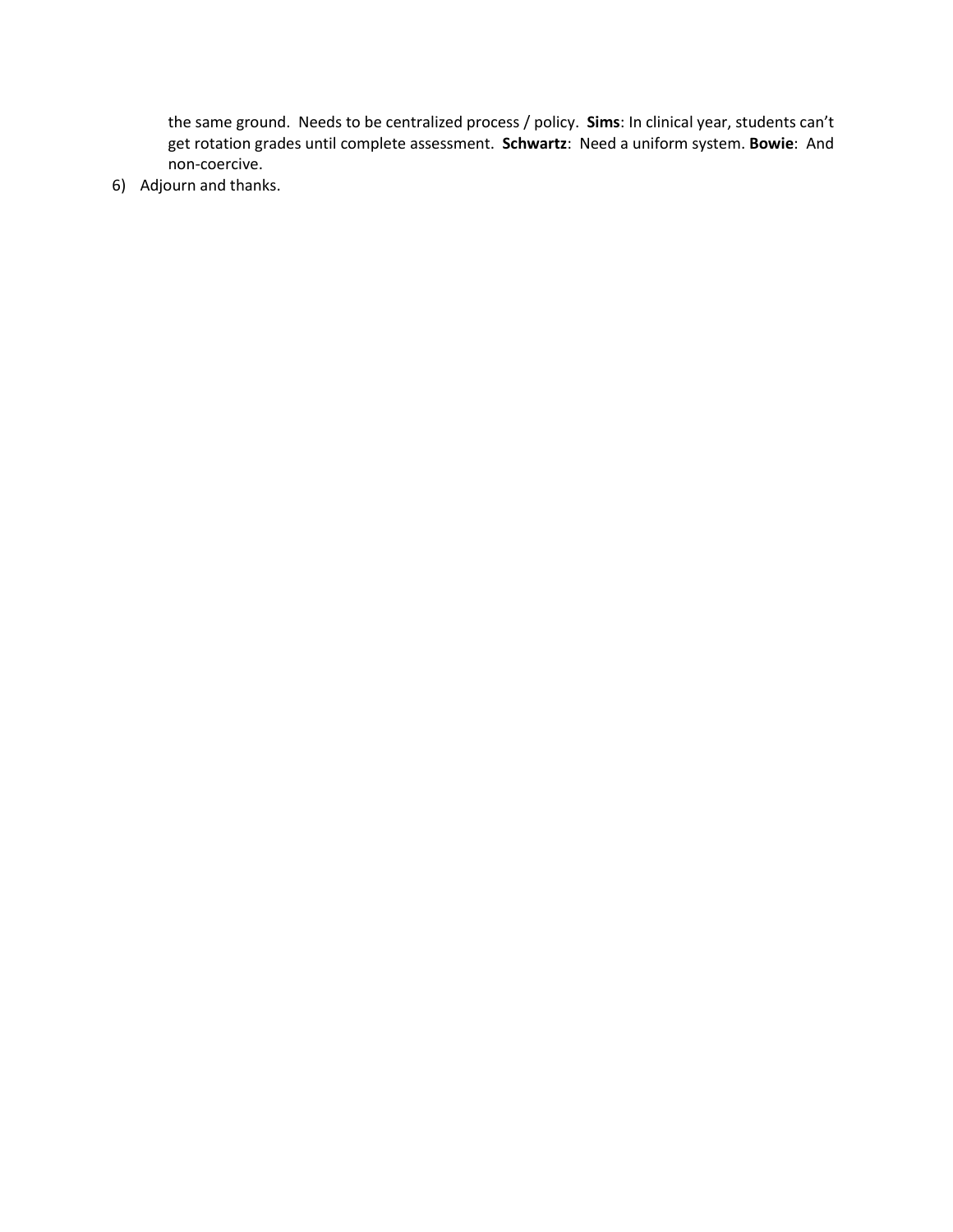the same ground. Needs to be centralized process / policy. **Sims**: In clinical year, students can't get rotation grades until complete assessment. **Schwartz**: Need a uniform system. **Bowie**: And non-coercive.

6) Adjourn and thanks.